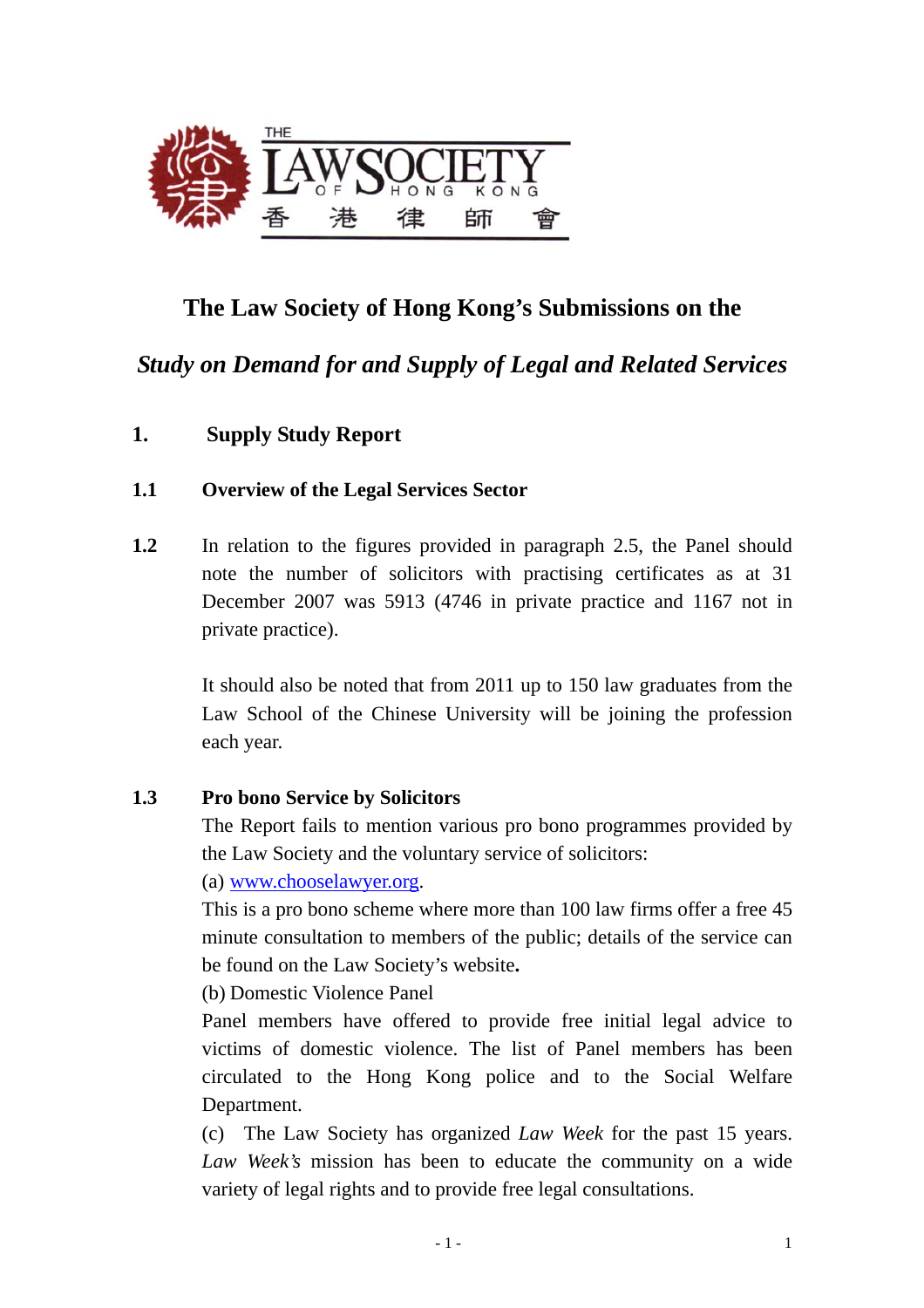# The Law Society of Hong Kong's Submissions on the

## *Study on Demand for and Supply of Legal and Related Services*

## 1. Supply Study Report

### 1.1 Overview of the Legal Services Sector

**1.2** In relation to the figures provided in paragraph 2.5, the Panel should note the number of solicitors with practising certificates as at 31 December 2007 was 5913 (4746 in private practice and 1167 not in private practice).

It should also be noted that from 2011 up to 150 law graduates from the Law School of the Chinese University will be joining the profession each year.

**1.3 Pro bono Service by Solicitors**

The Report fails to mention various pro bono programmes provided by the Law Society and the voluntary service of solicitors:

(a) www.chooselawyer.org.

This is a pro bono scheme where more than 100 law firms offer a free 45 minute consultation to members of the public; details of the service can be found on the Law Society's website**.**

(b) Domestic Violence Panel

Panel members have offered to provide free initial legal advice to victims of domestic violence. The list of Panel members has been circulated to the Hong Kong police and to the Social Welfare Department.

(c) The Law Society has organized *Law Week* for the past 15 years. *Law Week's* mission has been to educate the community on a wide variety of legal rights and to provide free legal consultations.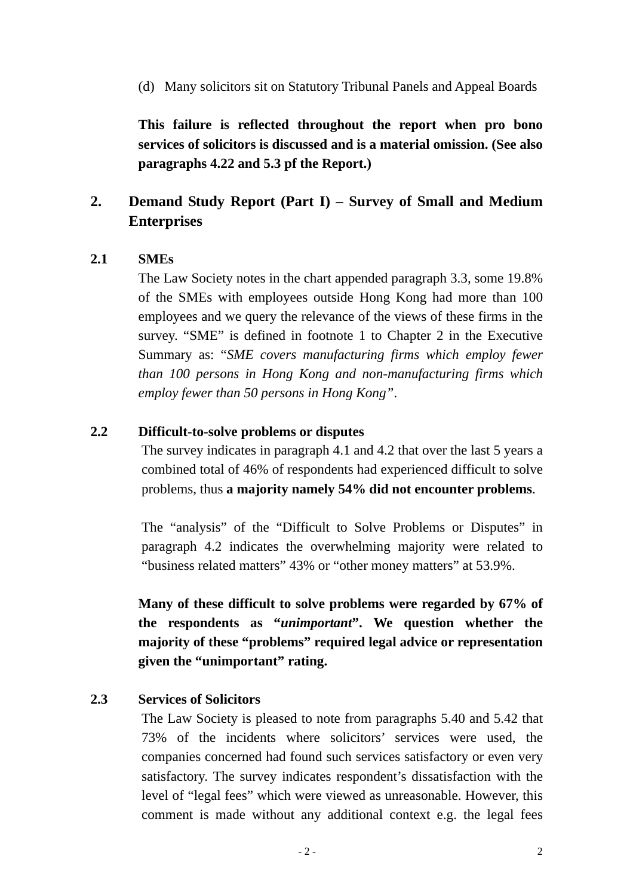(d) Many solicitors sit on Statutory Tribunal Panels and Appeal Boards

**This failure is reflected throughout the report when pro bono services of solicitors is discussed and is a material omission. (See also paragraphs 4.22 and 5.3 pf the Report.)**

## 2. Demand Study Report (Part I) – Survey of Small and Medium Enterprises

### 2.1 SMEs

The Law Society notes in the chart appended paragraph 3.3, some 19.8% of the SMEs with employees outside Hong Kong had more than 100 employees and we query the relevance of the views of these firms in the survey. "SME" is defined in footnote 1 to Chapter 2 in the Executive Summary as: "*SME covers manufacturing firms which employ fewer than 100 persons in Hong Kong and non-manufacturing firms which employ fewer than 50 persons in Hong Kong*".

### 2.2 Difficult-to-solve problems or disputes

The survey indicates in paragraph 4.1 and 4.2 that over the last 5 years a combined total of 46% of respondents had experienced difficult to solve problems, thus **a majority namely 54% did not encounter problems**.

The "analysis" of the "Difficult to Solve Problems or Disputes" in paragraph 4.2 indicates the overwhelming majority were related to "business related matters" 43% or "other money matters" at 53.9%.

**Many of these difficult to solve problems were regarded by 67% of the respondents as "*unimportant*". We question whether the majority of these "problems" required legal advice or representation given the "unimportant" rating.**

### 2.3 Services of Solicitors

The Law Society is pleased to note from paragraphs 5.40 and 5.42 that 73% of the incidents where solicitors' services were used, the companies concerned had found such services satisfactory or even very satisfactory. The survey indicates respondent's dissatisfaction with the level of "legal fees" which were viewed as unreasonable. However, this comment is made without any additional context e.g. the legal fees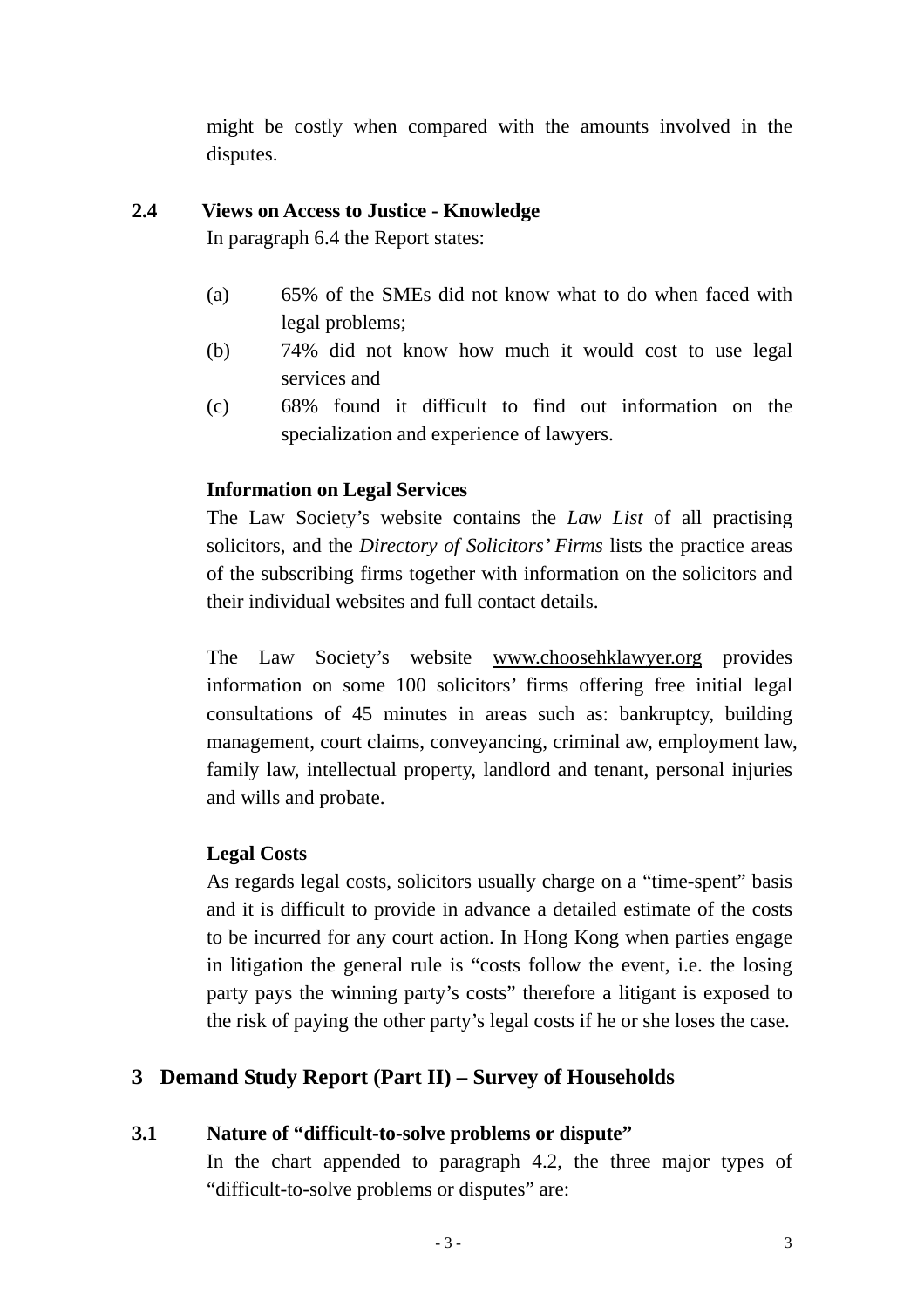might be costly when compared with the amounts involved in the disputes.

### 2.4 Views on Access to Justice - Knowledge

In paragraph 6.4 the Report states:

(a) 65% of the SMEs did not know what to do when faced with legal problems;

(b) 74% did not know how much it would cost to use legal services and

(c) 68% found it difficult to find out information on the specialization and experience of lawyers.

**Information on Legal Services**

The Law Society's website contains the *Law List* of all practising solicitors, and the *Directory of Solicitors' Firms* lists the practice areas of the subscribing firms together with information on the solicitors and their individual websites and full contact details.

The Law Society's website www.choosehklawyer.org provides information on some 100 solicitors' firms offering free initial legal consultations of 45 minutes in areas such as: bankruptcy, building management, court claims, conveyancing, criminal aw, employment law, family law, intellectual property, landlord and tenant, personal injuries and wills and probate.

**Legal Costs**

As regards legal costs, solicitors usually charge on a "time-spent" basis and it is difficult to provide in advance a detailed estimate of the costs to be incurred for any court action. In Hong Kong when parties engage in litigation the general rule is "costs follow the event, i.e. the losing party pays the winning party's costs" therefore a litigant is exposed to the risk of paying the other party's legal costs if he or she loses the case.

## 3 Demand Study Report (Part II) – Survey of Households

### 3.1 Nature of "difficult-to-solve problems or dispute"

In the chart appended to paragraph 4.2, the three major types of "difficult-to-solve problems or disputes" are: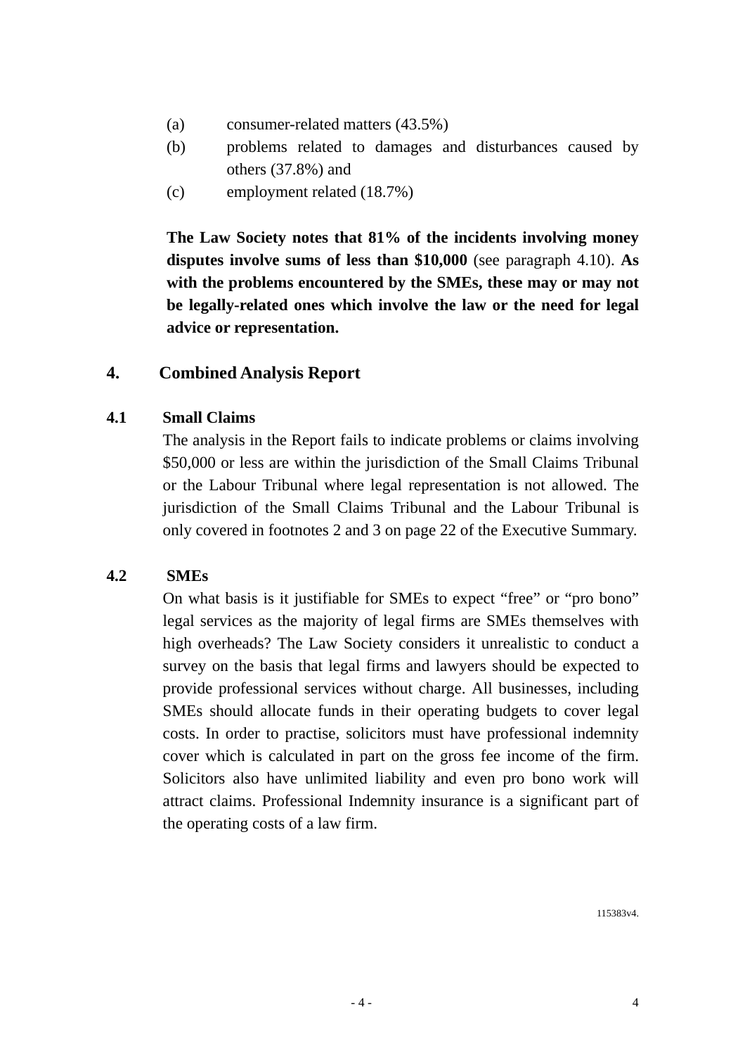(a) consumer-related matters (43.5%)

(b) problems related to damages and disturbances caused by others (37.8%) and

(c) employment related (18.7%)

**The Law Society notes that 81% of the incidents involving money disputes involve sums of less than $10,000** (see paragraph 4.10). **As with the problems encountered by the SMEs, these may or may not be legally-related ones which involve the law or the need for legal advice or representation.**

## 4. Combined Analysis Report

### 4.1 Small Claims

The analysis in the Report fails to indicate problems or claims involving $50,000 or less are within the jurisdiction of the Small Claims Tribunal or the Labour Tribunal where legal representation is not allowed. The jurisdiction of the Small Claims Tribunal and the Labour Tribunal is only covered in footnotes 2 and 3 on page 22 of the Executive Summary.

### 4.2 SMEs

On what basis is it justifiable for SMEs to expect "free" or "pro bono" legal services as the majority of legal firms are SMEs themselves with high overheads? The Law Society considers it unrealistic to conduct a survey on the basis that legal firms and lawyers should be expected to provide professional services without charge. All businesses, including SMEs should allocate funds in their operating budgets to cover legal costs. In order to practise, solicitors must have professional indemnity cover which is calculated in part on the gross fee income of the firm. Solicitors also have unlimited liability and even pro bono work will attract claims. Professional Indemnity insurance is a significant part of the operating costs of a law firm.

115383v4.